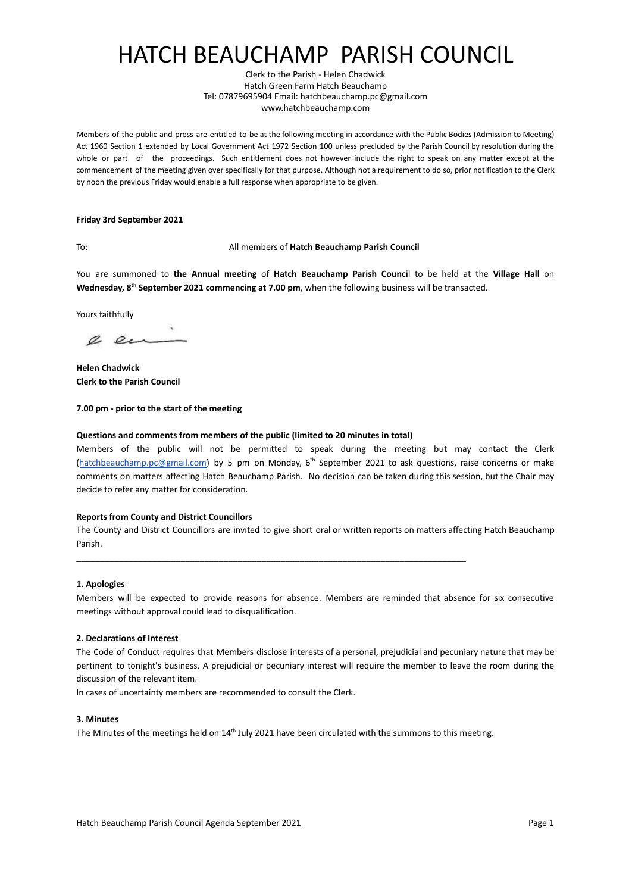# HATCH BEAUCHAMP PARISH COUNCIL

Clerk to the Parish - Helen Chadwick
Hatch Green Farm Hatch Beauchamp
Tel: 07879695904 Email: hatchbeauchamp.pc@gmail.com
www.hatchbeauchamp.com

Members of the public and press are entitled to be at the following meeting in accordance with the Public Bodies (Admission to Meeting) Act 1960 Section 1 extended by Local Government Act 1972 Section 100 unless precluded by the Parish Council by resolution during the whole or part of the proceedings. Such entitlement does not however include the right to speak on any matter except at the commencement of the meeting given over specifically for that purpose. Although not a requirement to do so, prior notification to the Clerk by noon the previous Friday would enable a full response when appropriate to be given.

**Friday 3rd September 2021**

To: All members of **Hatch Beauchamp Parish Council**

You are summoned to **the Annual meeting** of **Hatch Beauchamp Parish Council** to be held at the **Village Hall** on **Wednesday, 8th September 2021 commencing at 7.00 pm**, when the following business will be transacted.

Yours faithfully

**Helen Chadwick**
**Clerk to the Parish Council**

**7.00 pm - prior to the start of the meeting**

**Questions and comments from members of the public (limited to 20 minutes in total)**

Members of the public will not be permitted to speak during the meeting but may contact the Clerk (hatchbeauchamp.pc@gmail.com) by 5 pm on Monday, 6th September 2021 to ask questions, raise concerns or make comments on matters affecting Hatch Beauchamp Parish. No decision can be taken during this session, but the Chair may decide to refer any matter for consideration.

**Reports from County and District Councillors**

The County and District Councillors are invited to give short oral or written reports on matters affecting Hatch Beauchamp Parish.

---

**1. Apologies**

Members will be expected to provide reasons for absence. Members are reminded that absence for six consecutive meetings without approval could lead to disqualification.

**2. Declarations of Interest**

The Code of Conduct requires that Members disclose interests of a personal, prejudicial and pecuniary nature that may be pertinent to tonight's business. A prejudicial or pecuniary interest will require the member to leave the room during the discussion of the relevant item.

In cases of uncertainty members are recommended to consult the Clerk.

**3. Minutes**

The Minutes of the meetings held on 14th July 2021 have been circulated with the summons to this meeting.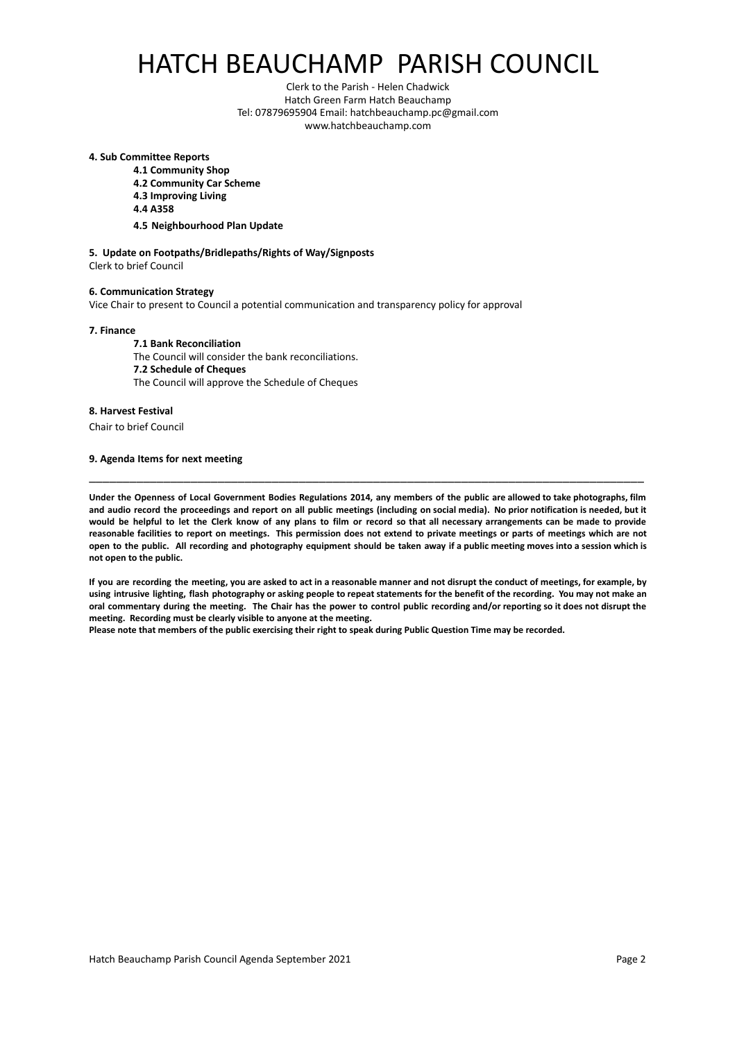# HATCH BEAUCHAMP PARISH COUNCIL

Clerk to the Parish - Helen Chadwick
Hatch Green Farm Hatch Beauchamp
Tel: 07879695904 Email: hatchbeauchamp.pc@gmail.com
www.hatchbeauchamp.com

**4. Sub Committee Reports**

- **4.1 Community Shop**
- **4.2 Community Car Scheme**
- **4.3 Improving Living**
- **4.4 A358**
- **4.5 Neighbourhood Plan Update**

**5. Update on Footpaths/Bridlepaths/Rights of Way/Signposts**

Clerk to brief Council

**6. Communication Strategy**

Vice Chair to present to Council a potential communication and transparency policy for approval

**7. Finance**

**7.1 Bank Reconciliation**

The Council will consider the bank reconciliations.

**7.2 Schedule of Cheques**

The Council will approve the Schedule of Cheques

**8. Harvest Festival**

Chair to brief Council

**9. Agenda Items for next meeting**

---

**Under the Openness of Local Government Bodies Regulations 2014, any members of the public are allowed to take photographs, film and audio record the proceedings and report on all public meetings (including on social media). No prior notification is needed, but it would be helpful to let the Clerk know of any plans to film or record so that all necessary arrangements can be made to provide reasonable facilities to report on meetings. This permission does not extend to private meetings or parts of meetings which are not open to the public. All recording and photography equipment should be taken away if a public meeting moves into a session which is not open to the public.**

**If you are recording the meeting, you are asked to act in a reasonable manner and not disrupt the conduct of meetings, for example, by using intrusive lighting, flash photography or asking people to repeat statements for the benefit of the recording. You may not make an oral commentary during the meeting. The Chair has the power to control public recording and/or reporting so it does not disrupt the meeting. Recording must be clearly visible to anyone at the meeting.**

**Please note that members of the public exercising their right to speak during Public Question Time may be recorded.**